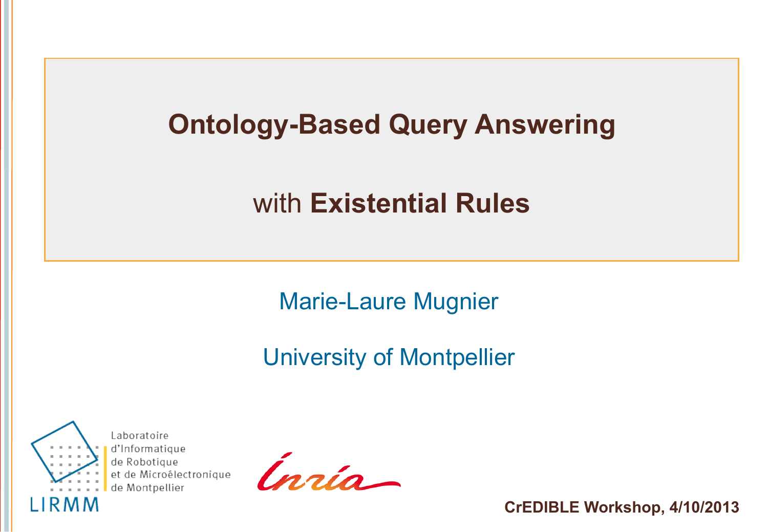# Ontology-Based Query Answering

## with **Existential Rules**

Marie-Laure Mugnier

University of Montpellier

Laboratoire d'Informatique de Robotique et de Microélectronique de Montpellier

LIRMM

**CrEDIBLE Workshop, 4/10/2013**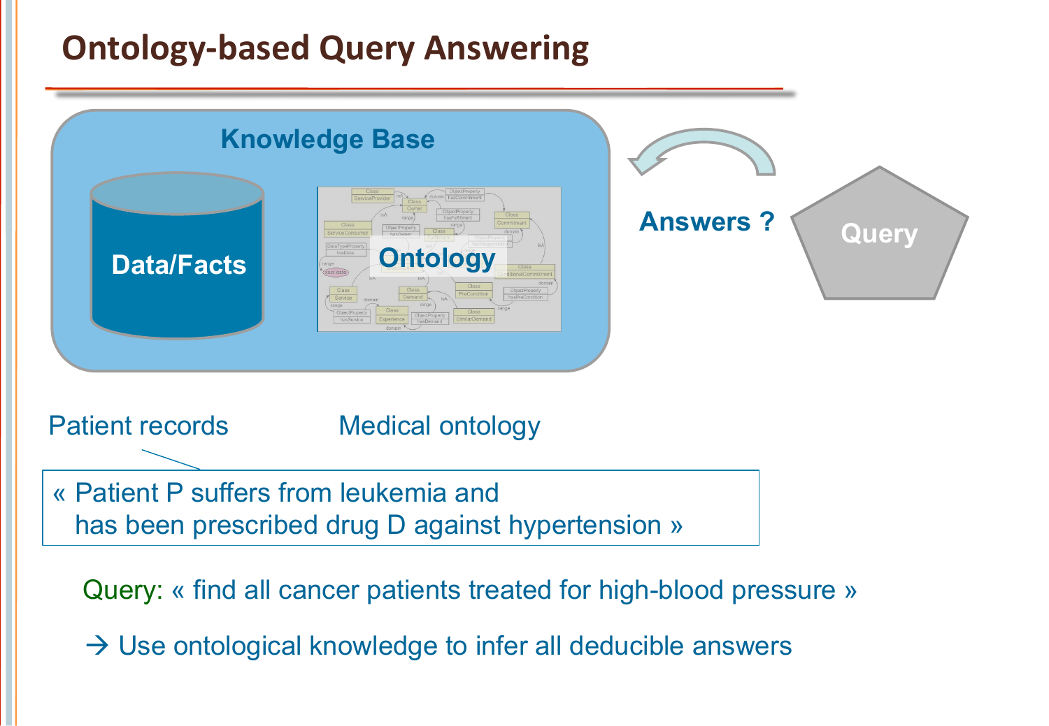# Ontology-based Query Answering

Knowledge Base

Data/Facts

Ontology

Answers ?

Query

Patient records

Medical ontology

« Patient P suffers from leukemia and
has been prescribed drug D against hypertension »

Query: « find all cancer patients treated for high-blood pressure »

→ Use ontological knowledge to infer all deducible answers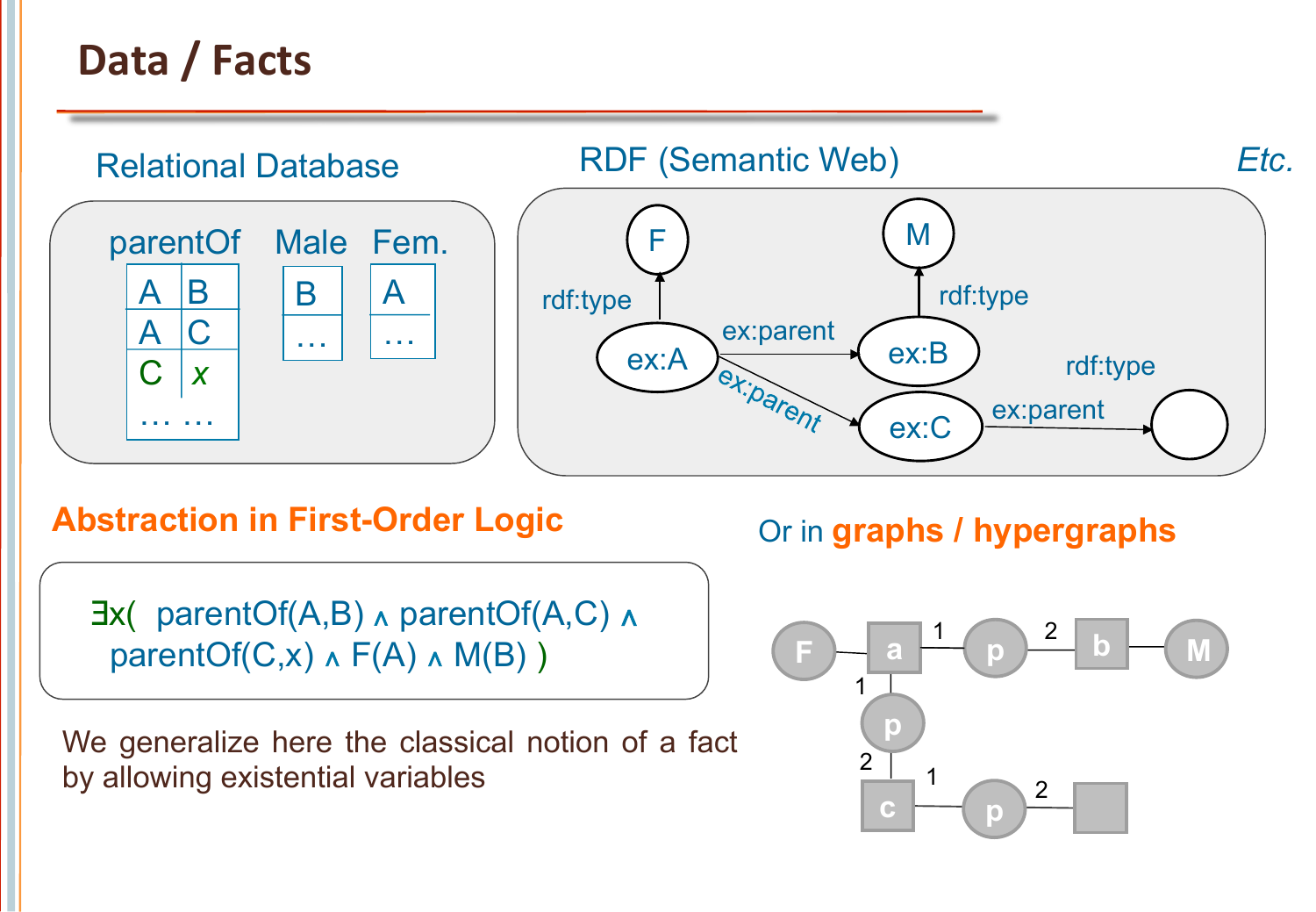# Data / Facts

## Relational Database

| parentOf | |
|---|---|
| A | B |
| A | C |
| C | *x* |
| … | … |

| Male |
|---|
| B |
| … |

| Fem. |
|---|
| A |
| … |

## RDF (Semantic Web)

ex:A rdf:type F; ex:A ex:parent ex:B; ex:A ex:parent ex:C; ex:B rdf:type M; ex:C ex:parent (blank node); rdf:type

*Etc.*

## Abstraction in First-Order Logic

$\exists x($ parentOf(A,B) $\wedge$ parentOf(A,C) $\wedge$ parentOf(C,x) $\wedge$ F(A) $\wedge$ M(B) $)$

We generalize here the classical notion of a fact by allowing existential variables

## Or in graphs / hypergraphs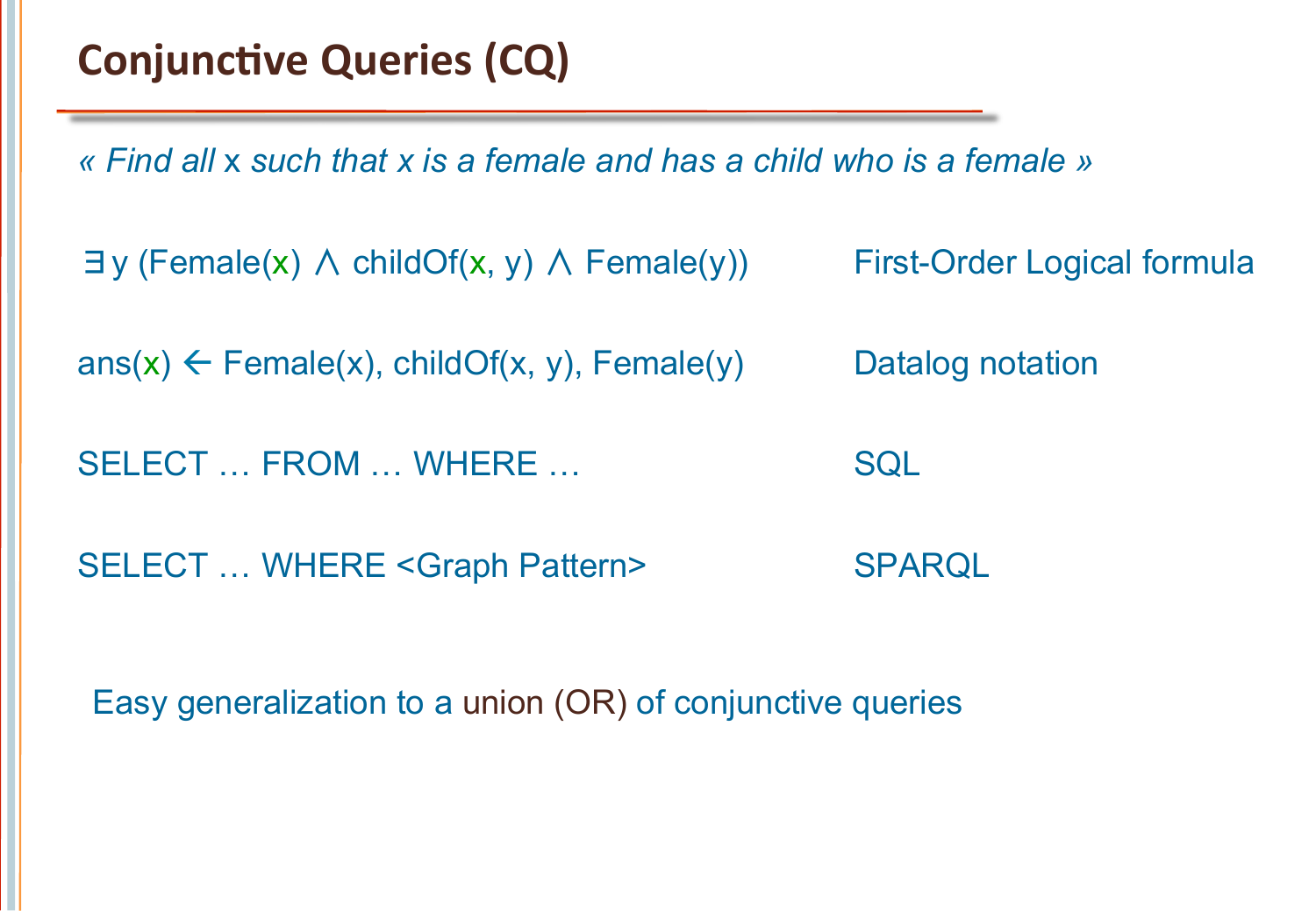# Conjunctive Queries (CQ)

*« Find all x such that x is a female and has a child who is a female »*

| | |
|---|---|
| $\exists y\,(\text{Female}(x) \land \text{childOf}(x, y) \land \text{Female}(y))$ | First-Order Logical formula |
| $\text{ans}(x) \leftarrow \text{Female}(x), \text{childOf}(x, y), \text{Female}(y)$ | Datalog notation |
| SELECT … FROM … WHERE … | SQL |
| SELECT … WHERE <Graph Pattern> | SPARQL |

Easy generalization to a union (OR) of conjunctive queries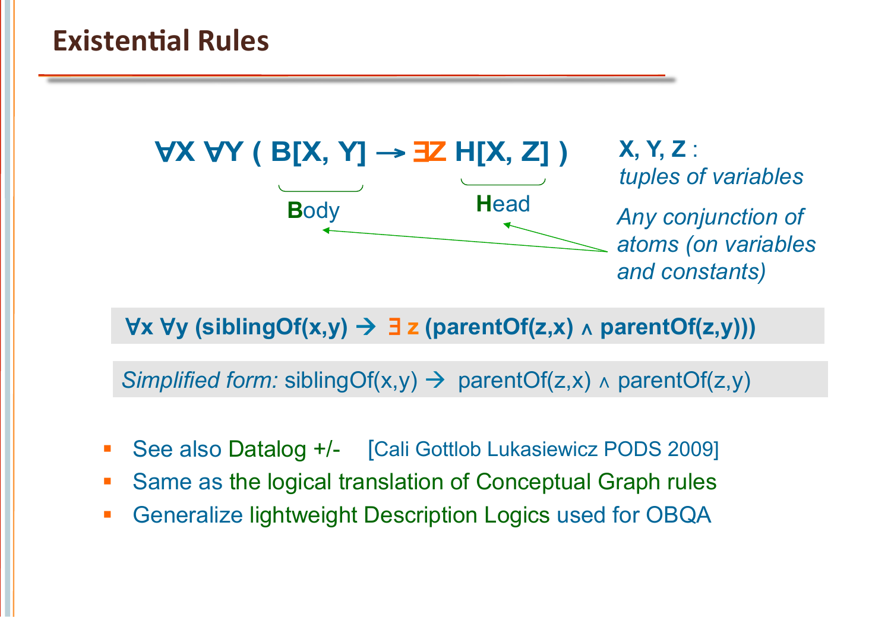# Existential Rules

$$\forall X\ \forall Y\ (\ B[X, Y] \rightarrow \exists Z\ H[X, Z]\ )$$

**B**ody — **H**ead

X, Y, Z : *tuples of variables*

*Any conjunction of atoms (on variables and constants)*

**$\forall x\ \forall y\ (siblingOf(x,y) \rightarrow \exists z\ (parentOf(z,x) \wedge parentOf(z,y)))$**

*Simplified form:* $siblingOf(x,y) \rightarrow parentOf(z,x) \wedge parentOf(z,y)$

- See also Datalog +/- [Cali Gottlob Lukasiewicz PODS 2009]
- Same as the logical translation of Conceptual Graph rules
- Generalize lightweight Description Logics used for OBQA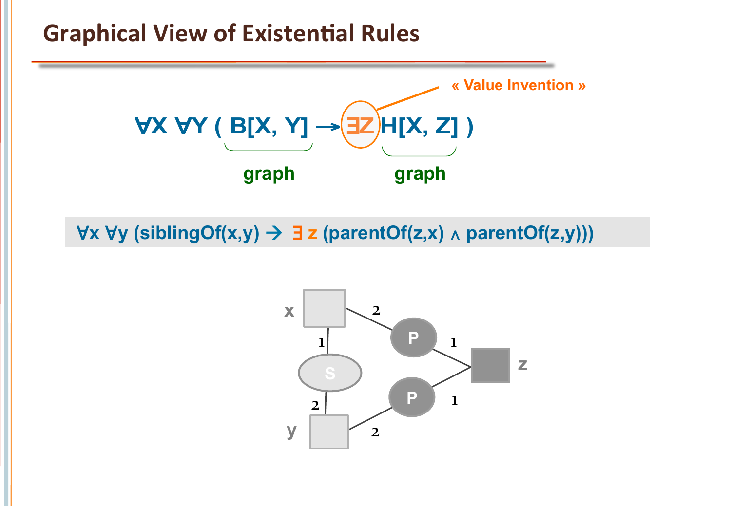# Graphical View of Existential Rules

« Value Invention »

$$\forall X\ \forall Y\ (\ \underbrace{B[X, Y]}_{\text{graph}} \rightarrow \exists Z\ \underbrace{H[X, Z]}_{\text{graph}}\ )$$

$$\forall x\ \forall y\ (siblingOf(x,y) \rightarrow \exists\ z\ (parentOf(z,x) \wedge parentOf(z,y)))$$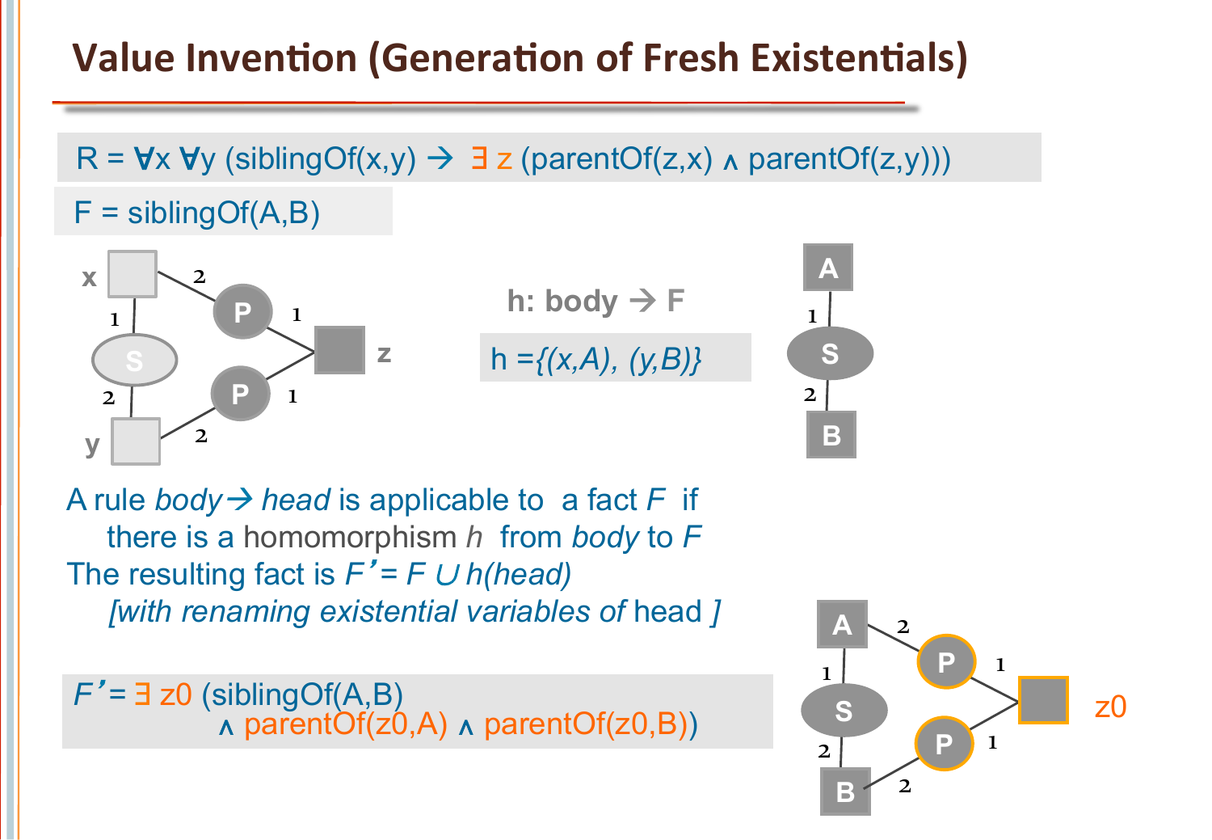# Value Invention (Generation of Fresh Existentials)

R = $\forall x\ \forall y\ (\text{siblingOf}(x,y) \rightarrow \exists z\ (\text{parentOf}(z,x) \wedge \text{parentOf}(z,y)))$

F = siblingOf(A,B)

h: body → F

h = {(x,A), (y,B)}

A rule *body*→ *head* is applicable to a fact *F* if
there is a homomorphism *h* from *body* to *F*

The resulting fact is *F'* = *F* ∪ *h(head)*
*[with renaming existential variables of* head *]*

$F' = \exists z0\ (\text{siblingOf}(A,B) \wedge \text{parentOf}(z0,A) \wedge \text{parentOf}(z0,B))$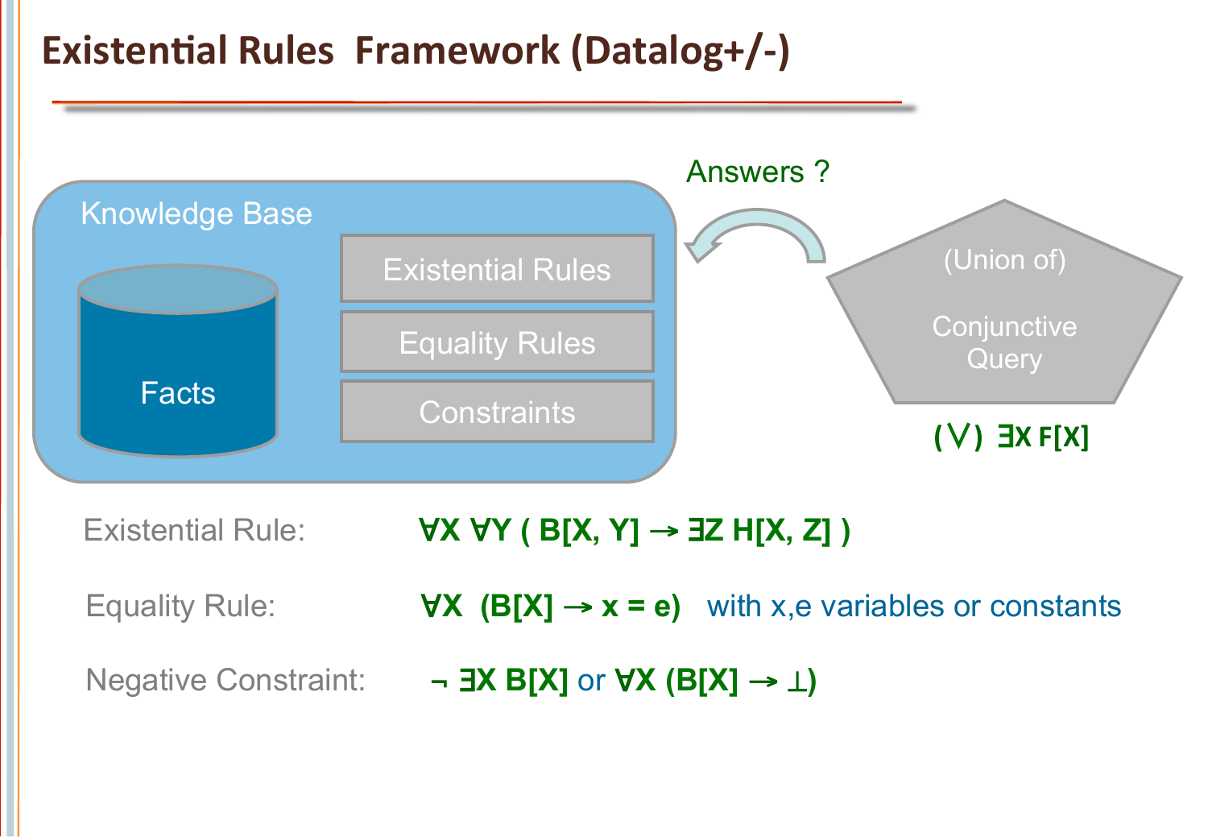# Existential Rules Framework (Datalog+/-)

Knowledge Base

- Facts
- Existential Rules
- Equality Rules
- Constraints

Answers ?

(Union of) Conjunctive Query

$(\vee)\ \exists X\ F[X]$

Existential Rule: $\forall X\ \forall Y\ (\ B[X, Y] \rightarrow \exists Z\ H[X, Z]\ )$

Equality Rule: $\forall X\ \ (B[X] \rightarrow x = e)$ with x,e variables or constants

Negative Constraint: $\neg\ \exists X\ B[X]$ or $\forall X\ (B[X] \rightarrow \bot)$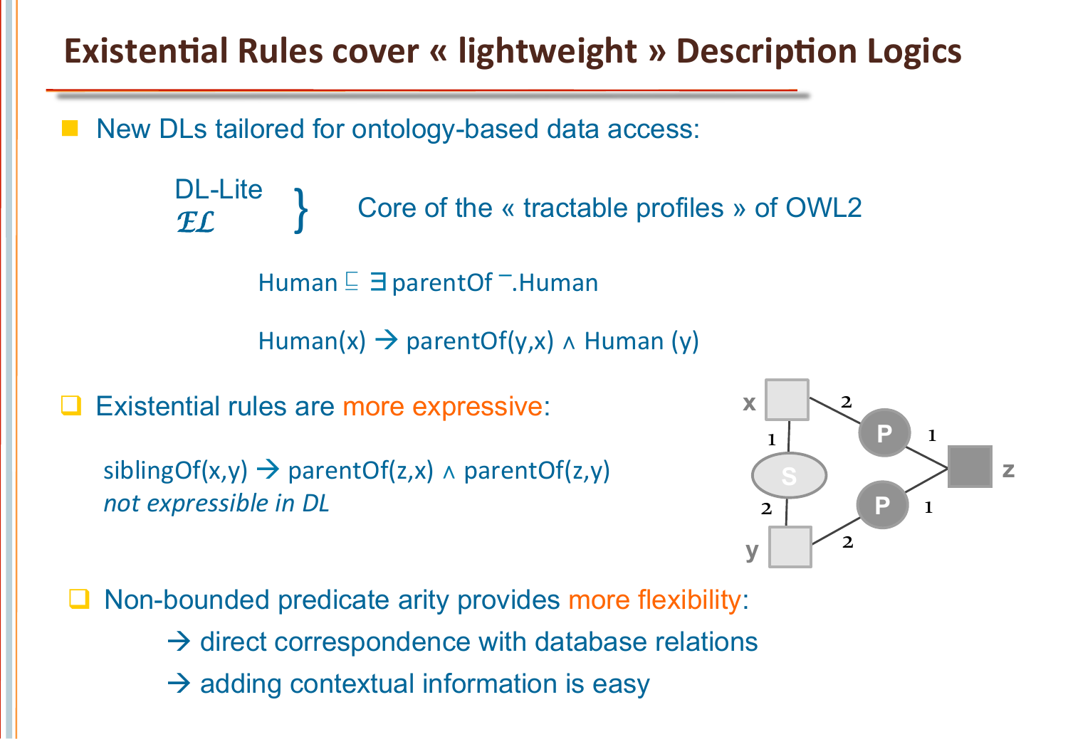# Existential Rules cover « lightweight » Description Logics

- New DLs tailored for ontology-based data access:

  DL-Lite
  $\mathcal{EL}$
  } Core of the « tractable profiles » of OWL2

  Human $\sqsubseteq$ $\exists$ parentOf$^{-}$.Human

  Human(x) → parentOf(y,x) ∧ Human (y)

- Existential rules are more expressive:

  siblingOf(x,y) → parentOf(z,x) ∧ parentOf(z,y)
  *not expressible in DL*

- Non-bounded predicate arity provides more flexibility:
  - → direct correspondence with database relations
  - → adding contextual information is easy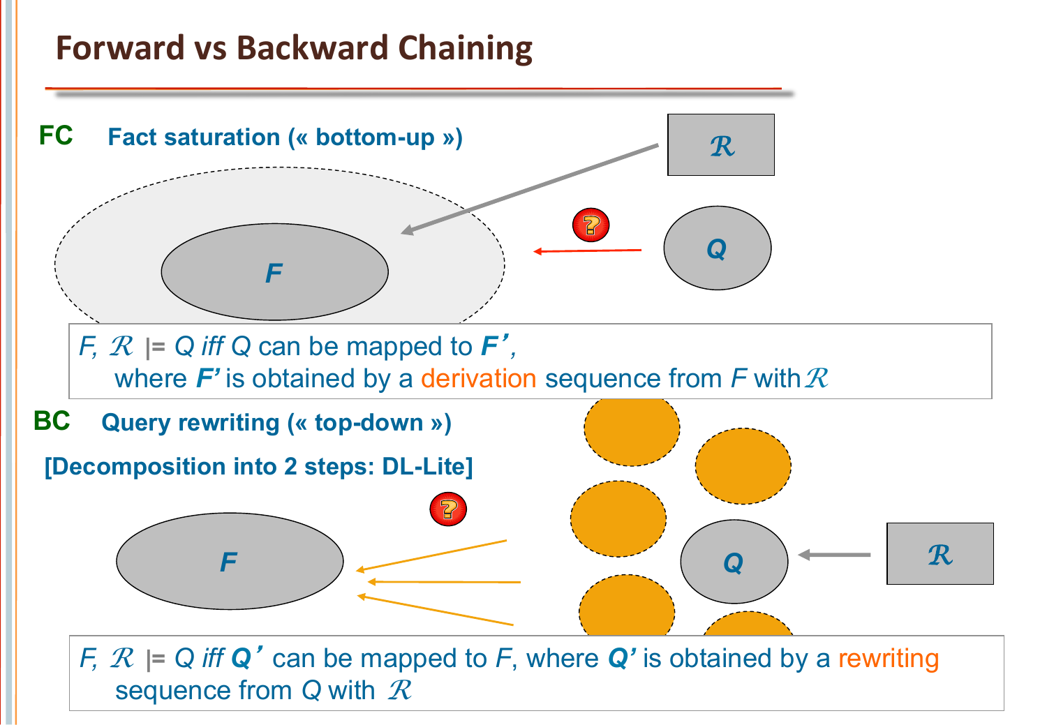# Forward vs Backward Chaining

**FC** **Fact saturation (« bottom-up »)**

$\mathcal{R}$

F

Q

*F*, $\mathcal{R}$ |= *Q iff Q* can be mapped to ***F'***,
where ***F'*** is obtained by a derivation sequence from *F* with $\mathcal{R}$

**BC** **Query rewriting (« top-down »)**

**[Decomposition into 2 steps: DL-Lite]**

F

Q

$\mathcal{R}$

*F*, $\mathcal{R}$ |= *Q iff* ***Q'*** can be mapped to *F*, where ***Q'*** is obtained by a rewriting sequence from *Q* with $\mathcal{R}$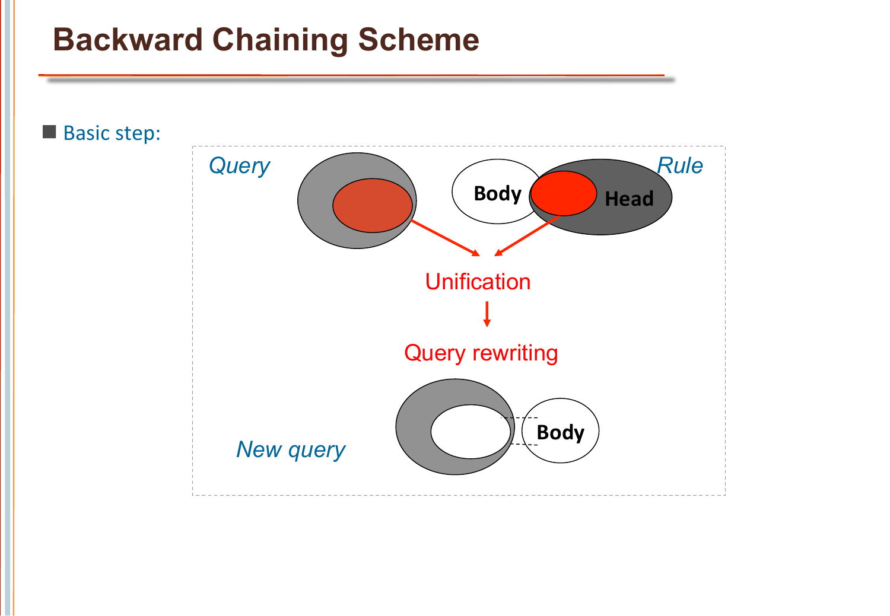# Backward Chaining Scheme

- Basic step:

Query

Rule

Body

Head

Unification

Query rewriting

New query

Body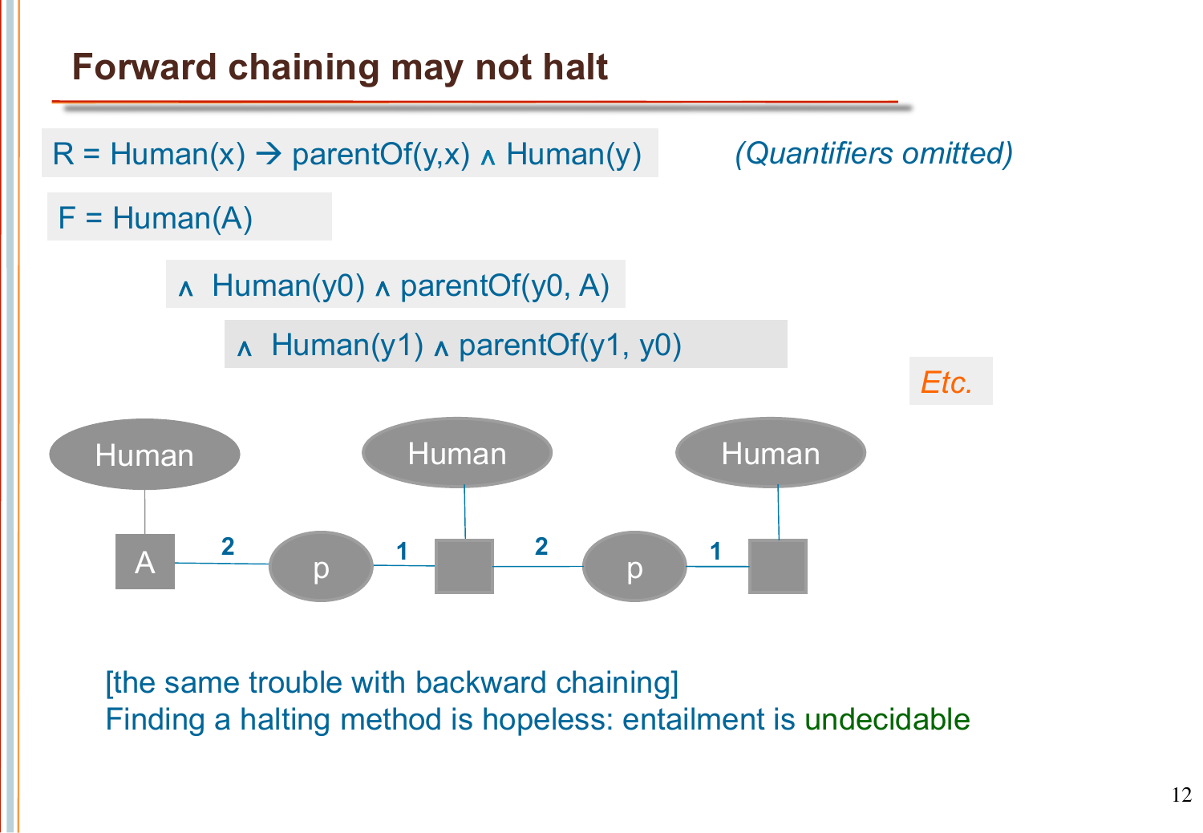# Forward chaining may not halt

R = Human(x) → parentOf(y,x) ∧ Human(y) *(Quantifiers omitted)*

F = Human(A)

∧ Human(y0) ∧ parentOf(y0, A)

∧ Human(y1) ∧ parentOf(y1, y0)

Etc.

[the same trouble with backward chaining]

Finding a halting method is hopeless: entailment is undecidable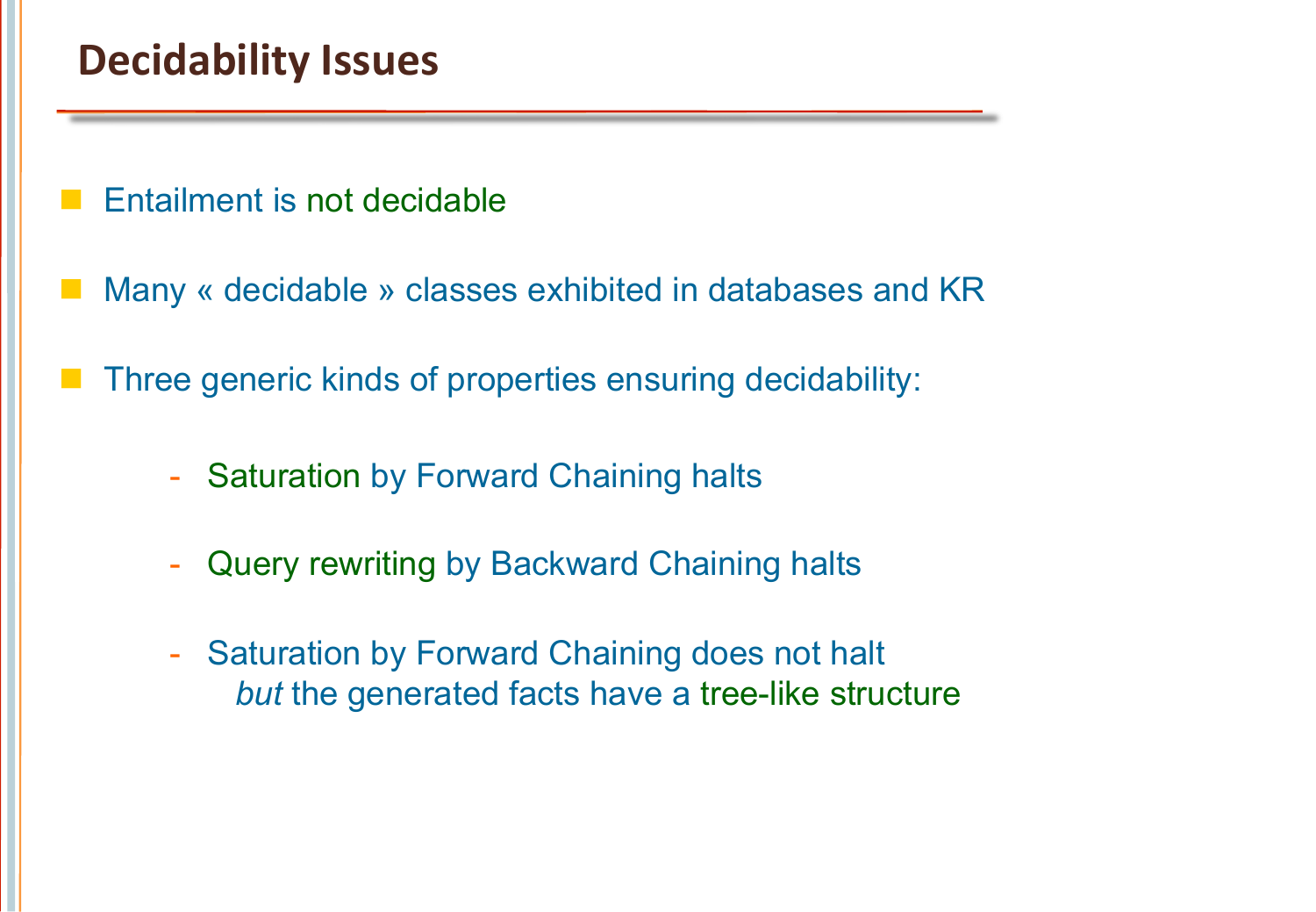# Decidability Issues

- Entailment is not decidable
- Many « decidable » classes exhibited in databases and KR
- Three generic kinds of properties ensuring decidability:
  - Saturation by Forward Chaining halts
  - Query rewriting by Backward Chaining halts
  - Saturation by Forward Chaining does not halt
    *but* the generated facts have a tree-like structure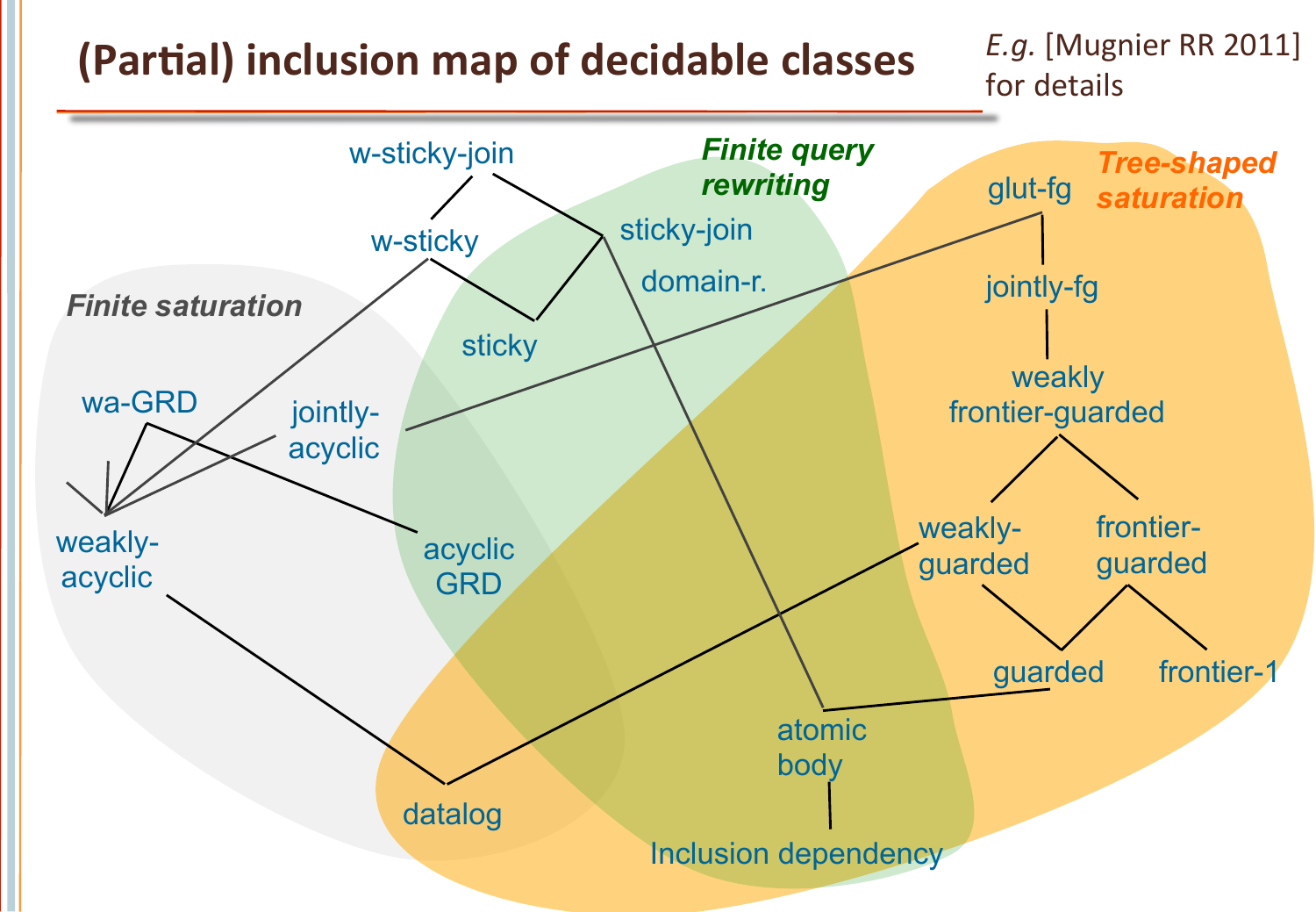# (Partial) inclusion map of decidable classes

*E.g.* [Mugnier RR 2011] for details

*Finite saturation*

*Finite query rewriting*

*Tree-shaped saturation*

w-sticky-join

w-sticky

sticky-join

domain-r.

sticky

wa-GRD

jointly-acyclic

weakly-acyclic

acyclic GRD

glut-fg

jointly-fg

weakly frontier-guarded

weakly-guarded

frontier-guarded

guarded

frontier-1

atomic body

datalog

Inclusion dependency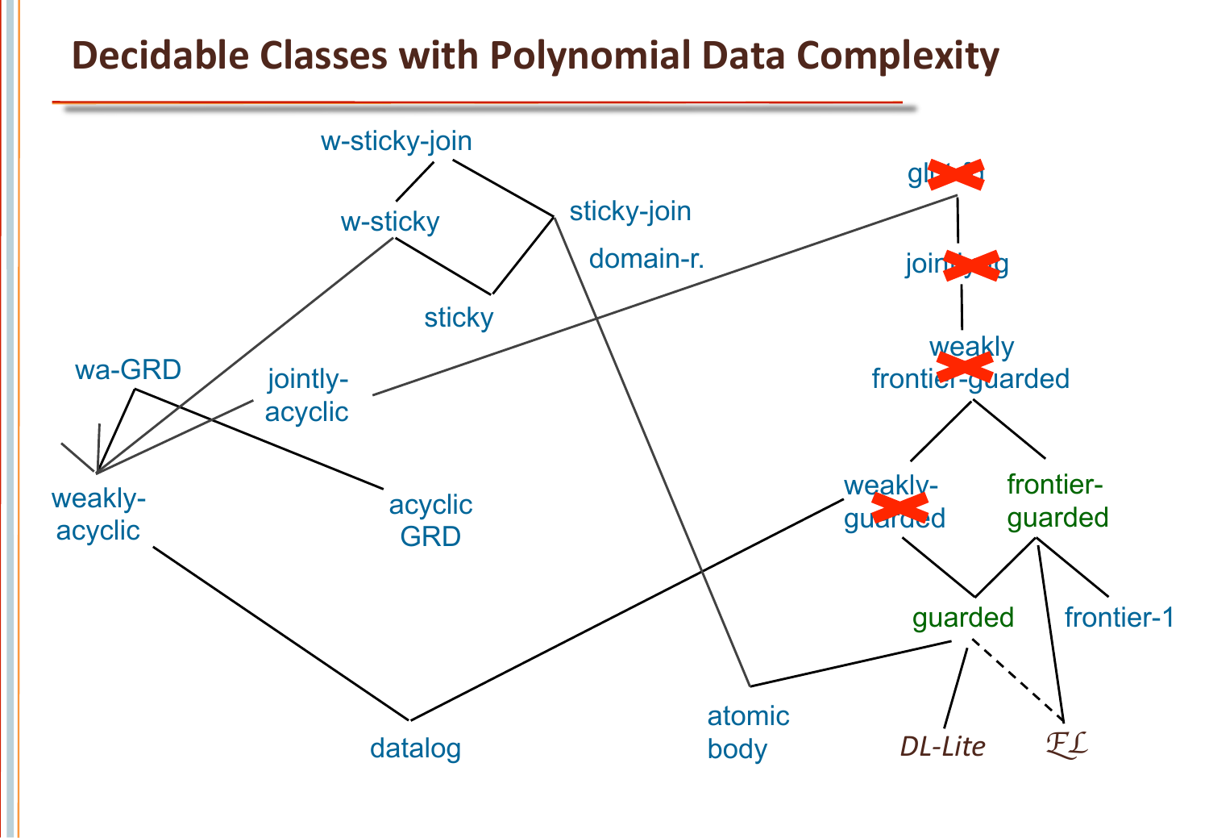# Decidable Classes with Polynomial Data Complexity

w-sticky-join

w-sticky

sticky-join

domain-r.

sticky

wa-GRD

jointly-acyclic

weakly-acyclic

acyclic GRD

datalog

atomic body

glut-fg

jointly-fg

weakly frontier-guarded

weakly-guarded

frontier-guarded

guarded

frontier-1

*DL-Lite*

$\mathcal{EL}$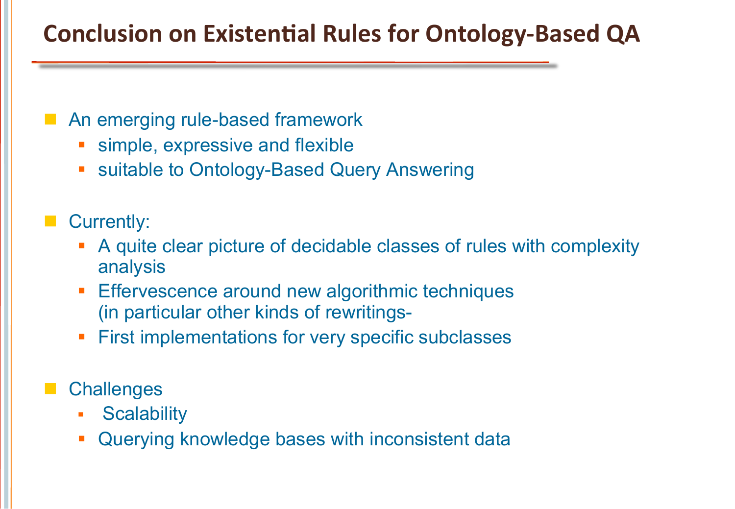# Conclusion on Existential Rules for Ontology-Based QA

- An emerging rule-based framework
  - simple, expressive and flexible
  - suitable to Ontology-Based Query Answering

- Currently:
  - A quite clear picture of decidable classes of rules with complexity analysis
  - Effervescence around new algorithmic techniques (in particular other kinds of rewritings-
  - First implementations for very specific subclasses

- Challenges
  - Scalability
  - Querying knowledge bases with inconsistent data